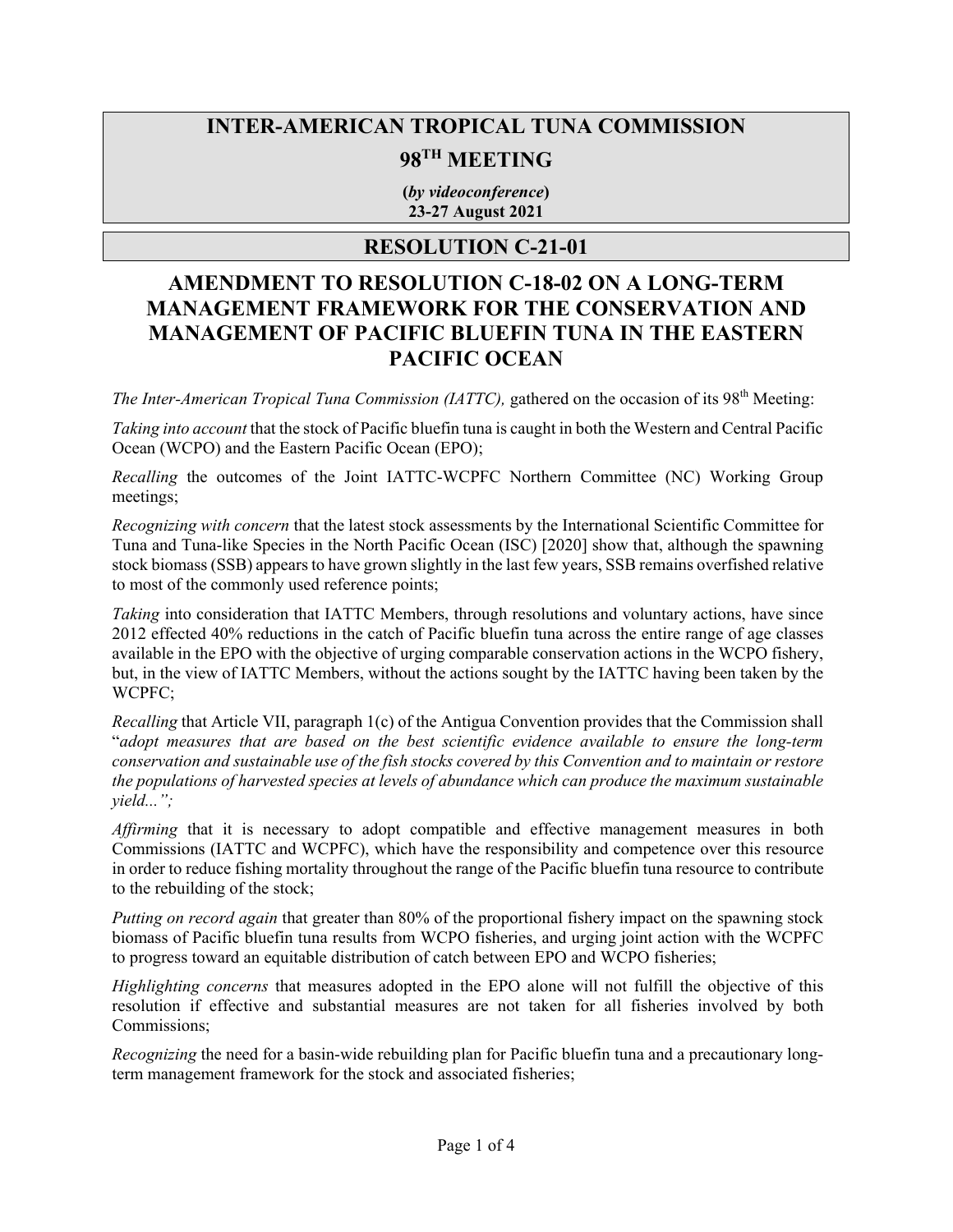# INTER-AMERICAN TROPICAL TUNA COMMISSION

## 98TH MEETING

**(*by videoconference*)**
**23-27 August 2021**

## RESOLUTION C-21-01

## AMENDMENT TO RESOLUTION C-18-02 ON A LONG-TERM MANAGEMENT FRAMEWORK FOR THE CONSERVATION AND MANAGEMENT OF PACIFIC BLUEFIN TUNA IN THE EASTERN PACIFIC OCEAN

*The Inter-American Tropical Tuna Commission (IATTC),* gathered on the occasion of its 98th Meeting:

*Taking into account* that the stock of Pacific bluefin tuna is caught in both the Western and Central Pacific Ocean (WCPO) and the Eastern Pacific Ocean (EPO);

*Recalling* the outcomes of the Joint IATTC-WCPFC Northern Committee (NC) Working Group meetings;

*Recognizing with concern* that the latest stock assessments by the International Scientific Committee for Tuna and Tuna-like Species in the North Pacific Ocean (ISC) [2020] show that, although the spawning stock biomass (SSB) appears to have grown slightly in the last few years, SSB remains overfished relative to most of the commonly used reference points;

*Taking* into consideration that IATTC Members, through resolutions and voluntary actions, have since 2012 effected 40% reductions in the catch of Pacific bluefin tuna across the entire range of age classes available in the EPO with the objective of urging comparable conservation actions in the WCPO fishery, but, in the view of IATTC Members, without the actions sought by the IATTC having been taken by the WCPFC;

*Recalling* that Article VII, paragraph 1(c) of the Antigua Convention provides that the Commission shall "*adopt measures that are based on the best scientific evidence available to ensure the long-term conservation and sustainable use of the fish stocks covered by this Convention and to maintain or restore the populations of harvested species at levels of abundance which can produce the maximum sustainable yield...";*

*Affirming* that it is necessary to adopt compatible and effective management measures in both Commissions (IATTC and WCPFC), which have the responsibility and competence over this resource in order to reduce fishing mortality throughout the range of the Pacific bluefin tuna resource to contribute to the rebuilding of the stock;

*Putting on record again* that greater than 80% of the proportional fishery impact on the spawning stock biomass of Pacific bluefin tuna results from WCPO fisheries, and urging joint action with the WCPFC to progress toward an equitable distribution of catch between EPO and WCPO fisheries;

*Highlighting concerns* that measures adopted in the EPO alone will not fulfill the objective of this resolution if effective and substantial measures are not taken for all fisheries involved by both Commissions;

*Recognizing* the need for a basin-wide rebuilding plan for Pacific bluefin tuna and a precautionary long-term management framework for the stock and associated fisheries;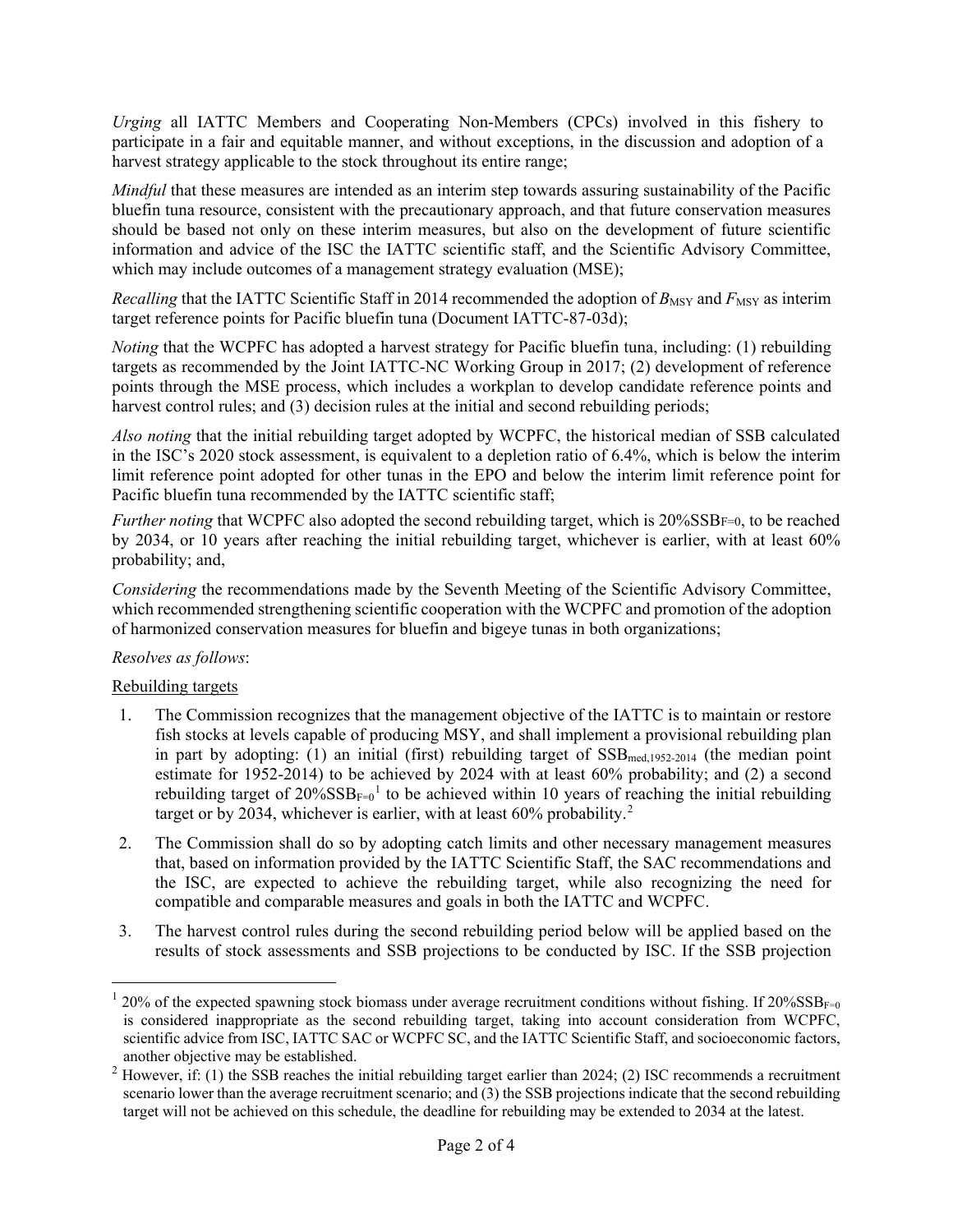*Urging* all IATTC Members and Cooperating Non-Members (CPCs) involved in this fishery to participate in a fair and equitable manner, and without exceptions, in the discussion and adoption of a harvest strategy applicable to the stock throughout its entire range;

*Mindful* that these measures are intended as an interim step towards assuring sustainability of the Pacific bluefin tuna resource, consistent with the precautionary approach, and that future conservation measures should be based not only on these interim measures, but also on the development of future scientific information and advice of the ISC the IATTC scientific staff, and the Scientific Advisory Committee, which may include outcomes of a management strategy evaluation (MSE);

*Recalling* that the IATTC Scientific Staff in 2014 recommended the adoption of $B_{\mathrm{MSY}}$ and $F_{\mathrm{MSY}}$ as interim target reference points for Pacific bluefin tuna (Document IATTC-87-03d);

*Noting* that the WCPFC has adopted a harvest strategy for Pacific bluefin tuna, including: (1) rebuilding targets as recommended by the Joint IATTC-NC Working Group in 2017; (2) development of reference points through the MSE process, which includes a workplan to develop candidate reference points and harvest control rules; and (3) decision rules at the initial and second rebuilding periods;

*Also noting* that the initial rebuilding target adopted by WCPFC, the historical median of SSB calculated in the ISC's 2020 stock assessment, is equivalent to a depletion ratio of 6.4%, which is below the interim limit reference point adopted for other tunas in the EPO and below the interim limit reference point for Pacific bluefin tuna recommended by the IATTC scientific staff;

*Further noting* that WCPFC also adopted the second rebuilding target, which is $20\%\mathrm{SSB}_{F=0}$, to be reached by 2034, or 10 years after reaching the initial rebuilding target, whichever is earlier, with at least 60% probability; and,

*Considering* the recommendations made by the Seventh Meeting of the Scientific Advisory Committee, which recommended strengthening scientific cooperation with the WCPFC and promotion of the adoption of harmonized conservation measures for bluefin and bigeye tunas in both organizations;

*Resolves as follows*:

Rebuilding targets

1. The Commission recognizes that the management objective of the IATTC is to maintain or restore fish stocks at levels capable of producing MSY, and shall implement a provisional rebuilding plan in part by adopting: (1) an initial (first) rebuilding target of $\mathrm{SSB}_{\mathrm{med},1952\text{-}2014}$ (the median point estimate for 1952-2014) to be achieved by 2024 with at least 60% probability; and (2) a second rebuilding target of $20\%\mathrm{SSB}_{F=0}$[1] to be achieved within 10 years of reaching the initial rebuilding target or by 2034, whichever is earlier, with at least 60% probability.[2]

2. The Commission shall do so by adopting catch limits and other necessary management measures that, based on information provided by the IATTC Scientific Staff, the SAC recommendations and the ISC, are expected to achieve the rebuilding target, while also recognizing the need for compatible and comparable measures and goals in both the IATTC and WCPFC.

3. The harvest control rules during the second rebuilding period below will be applied based on the results of stock assessments and SSB projections to be conducted by ISC. If the SSB projection

---

[1] 20% of the expected spawning stock biomass under average recruitment conditions without fishing. If $20\%\mathrm{SSB}_{F=0}$ is considered inappropriate as the second rebuilding target, taking into account consideration from WCPFC, scientific advice from ISC, IATTC SAC or WCPFC SC, and the IATTC Scientific Staff, and socioeconomic factors, another objective may be established.

[2] However, if: (1) the SSB reaches the initial rebuilding target earlier than 2024; (2) ISC recommends a recruitment scenario lower than the average recruitment scenario; and (3) the SSB projections indicate that the second rebuilding target will not be achieved on this schedule, the deadline for rebuilding may be extended to 2034 at the latest.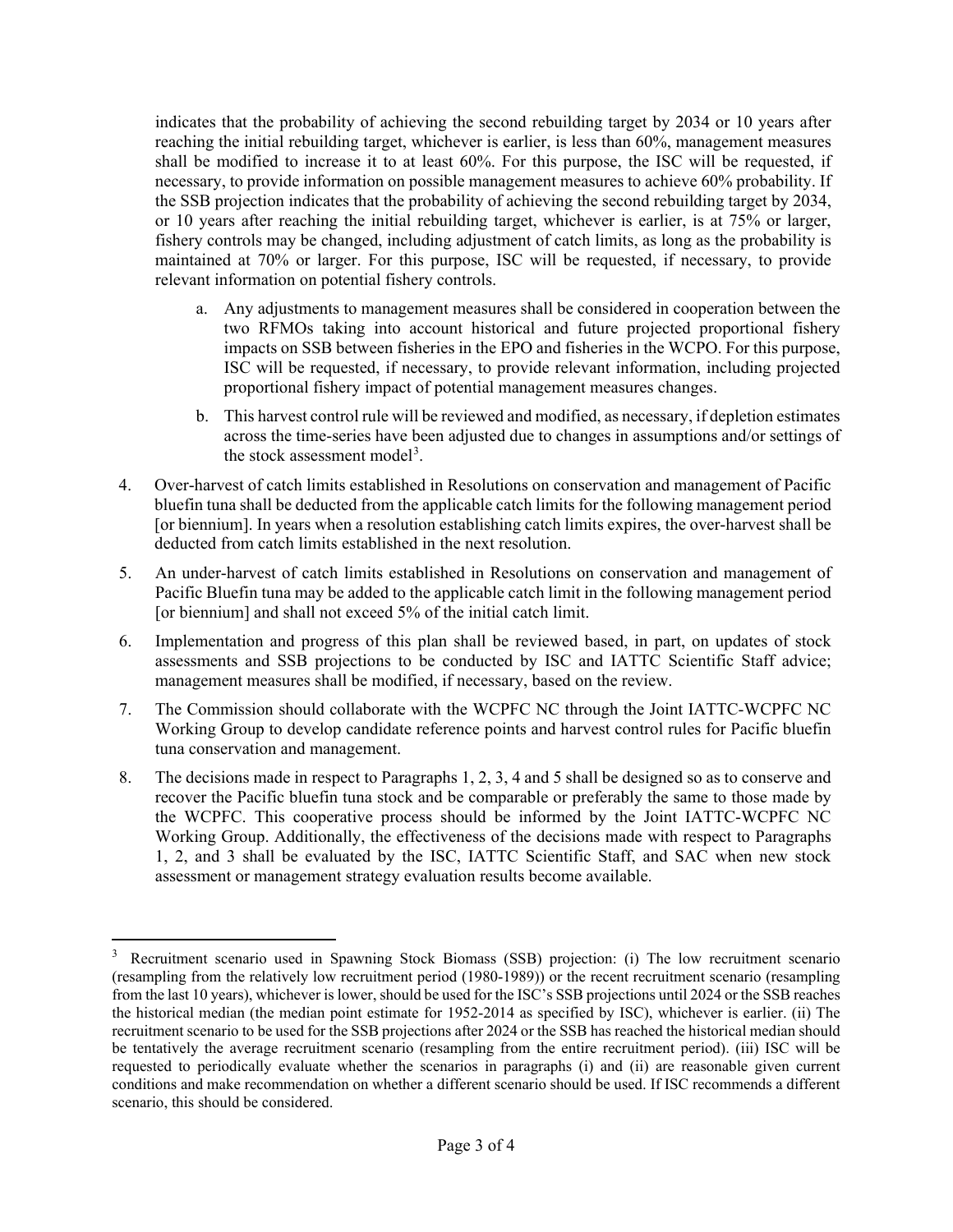indicates that the probability of achieving the second rebuilding target by 2034 or 10 years after reaching the initial rebuilding target, whichever is earlier, is less than 60%, management measures shall be modified to increase it to at least 60%. For this purpose, the ISC will be requested, if necessary, to provide information on possible management measures to achieve 60% probability. If the SSB projection indicates that the probability of achieving the second rebuilding target by 2034, or 10 years after reaching the initial rebuilding target, whichever is earlier, is at 75% or larger, fishery controls may be changed, including adjustment of catch limits, as long as the probability is maintained at 70% or larger. For this purpose, ISC will be requested, if necessary, to provide relevant information on potential fishery controls.

   a. Any adjustments to management measures shall be considered in cooperation between the two RFMOs taking into account historical and future projected proportional fishery impacts on SSB between fisheries in the EPO and fisheries in the WCPO. For this purpose, ISC will be requested, if necessary, to provide relevant information, including projected proportional fishery impact of potential management measures changes.

   b. This harvest control rule will be reviewed and modified, as necessary, if depletion estimates across the time-series have been adjusted due to changes in assumptions and/or settings of the stock assessment model[3].

4. Over-harvest of catch limits established in Resolutions on conservation and management of Pacific bluefin tuna shall be deducted from the applicable catch limits for the following management period [or biennium]. In years when a resolution establishing catch limits expires, the over-harvest shall be deducted from catch limits established in the next resolution.

5. An under-harvest of catch limits established in Resolutions on conservation and management of Pacific Bluefin tuna may be added to the applicable catch limit in the following management period [or biennium] and shall not exceed 5% of the initial catch limit.

6. Implementation and progress of this plan shall be reviewed based, in part, on updates of stock assessments and SSB projections to be conducted by ISC and IATTC Scientific Staff advice; management measures shall be modified, if necessary, based on the review.

7. The Commission should collaborate with the WCPFC NC through the Joint IATTC-WCPFC NC Working Group to develop candidate reference points and harvest control rules for Pacific bluefin tuna conservation and management.

8. The decisions made in respect to Paragraphs 1, 2, 3, 4 and 5 shall be designed so as to conserve and recover the Pacific bluefin tuna stock and be comparable or preferably the same to those made by the WCPFC. This cooperative process should be informed by the Joint IATTC-WCPFC NC Working Group. Additionally, the effectiveness of the decisions made with respect to Paragraphs 1, 2, and 3 shall be evaluated by the ISC, IATTC Scientific Staff, and SAC when new stock assessment or management strategy evaluation results become available.

---

[3] Recruitment scenario used in Spawning Stock Biomass (SSB) projection: (i) The low recruitment scenario (resampling from the relatively low recruitment period (1980-1989)) or the recent recruitment scenario (resampling from the last 10 years), whichever is lower, should be used for the ISC's SSB projections until 2024 or the SSB reaches the historical median (the median point estimate for 1952-2014 as specified by ISC), whichever is earlier. (ii) The recruitment scenario to be used for the SSB projections after 2024 or the SSB has reached the historical median should be tentatively the average recruitment scenario (resampling from the entire recruitment period). (iii) ISC will be requested to periodically evaluate whether the scenarios in paragraphs (i) and (ii) are reasonable given current conditions and make recommendation on whether a different scenario should be used. If ISC recommends a different scenario, this should be considered.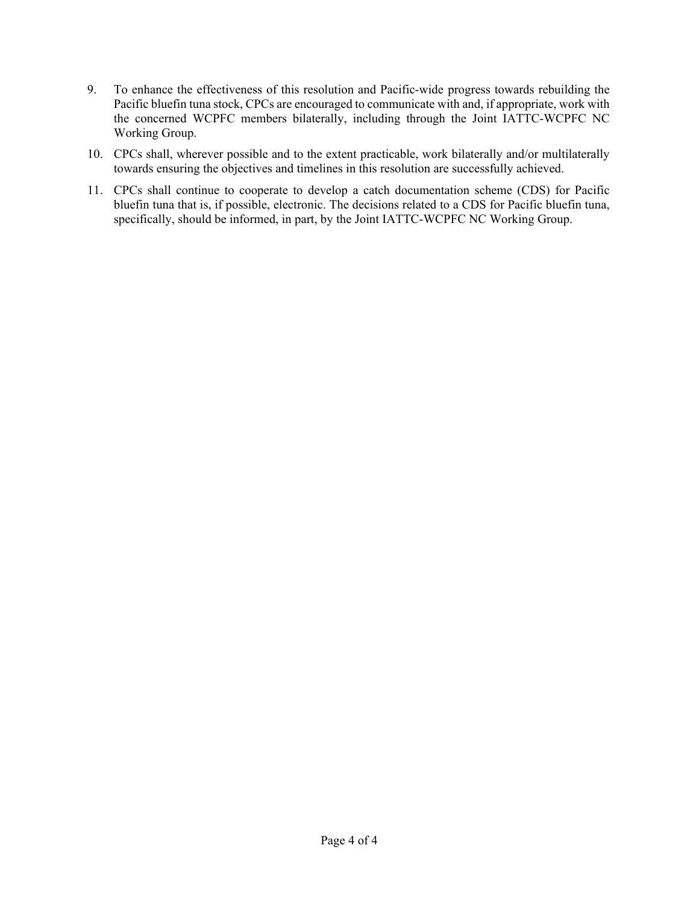9. To enhance the effectiveness of this resolution and Pacific-wide progress towards rebuilding the Pacific bluefin tuna stock, CPCs are encouraged to communicate with and, if appropriate, work with the concerned WCPFC members bilaterally, including through the Joint IATTC-WCPFC NC Working Group.
10. CPCs shall, wherever possible and to the extent practicable, work bilaterally and/or multilaterally towards ensuring the objectives and timelines in this resolution are successfully achieved.
11. CPCs shall continue to cooperate to develop a catch documentation scheme (CDS) for Pacific bluefin tuna that is, if possible, electronic. The decisions related to a CDS for Pacific bluefin tuna, specifically, should be informed, in part, by the Joint IATTC-WCPFC NC Working Group.